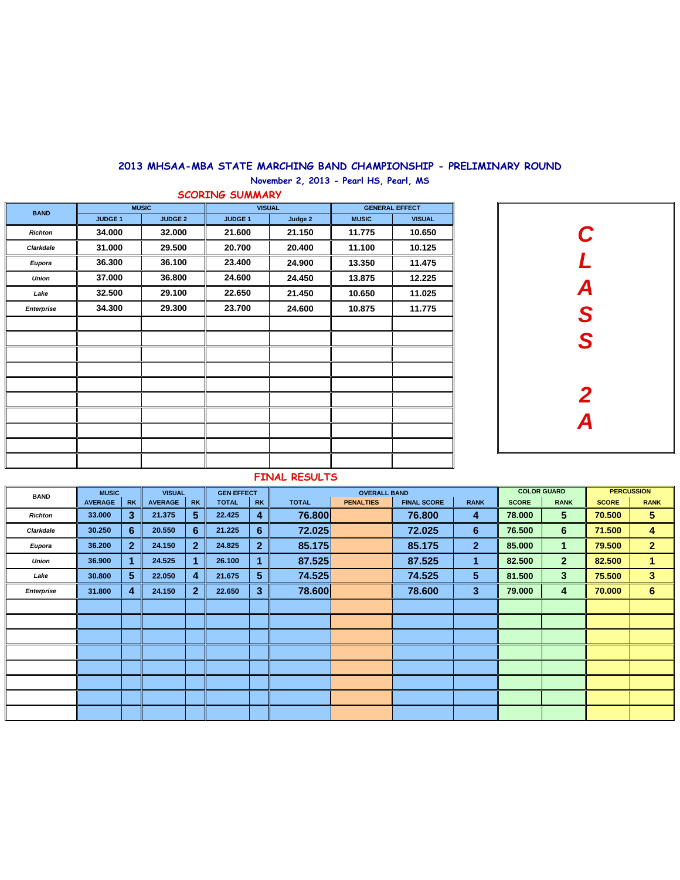# 2013 MHSAA-MBA STATE MARCHING BAND CHAMPIONSHIP - PRELIMINARY ROUND

November 2, 2013 - Pearl HS, Pearl, MS

**CLASS 2A**

## SCORING SUMMARY

| BAND | MUSIC | | VISUAL | | GENERAL EFFECT | |
|---|---|---|---|---|---|---|
| | JUDGE 1 | JUDGE 2 | JUDGE 1 | Judge 2 | MUSIC | VISUAL |
| *Richton* | 34.000 | 32.000 | 21.600 | 21.150 | 11.775 | 10.650 |
| *Clarkdale* | 31.000 | 29.500 | 20.700 | 20.400 | 11.100 | 10.125 |
| *Eupora* | 36.300 | 36.100 | 23.400 | 24.900 | 13.350 | 11.475 |
| *Union* | 37.000 | 36.800 | 24.600 | 24.450 | 13.875 | 12.225 |
| *Lake* | 32.500 | 29.100 | 22.650 | 21.450 | 10.650 | 11.025 |
| *Enterprise* | 34.300 | 29.300 | 23.700 | 24.600 | 10.875 | 11.775 |

## FINAL RESULTS

| BAND | MUSIC | | VISUAL | | GEN EFFECT | | OVERALL BAND | | | | COLOR GUARD | | PERCUSSION | |
|---|---|---|---|---|---|---|---|---|---|---|---|---|---|---|
| | AVERAGE | RK | AVERAGE | RK | TOTAL | RK | TOTAL | PENALTIES | FINAL SCORE | RANK | SCORE | RANK | SCORE | RANK |
| *Richton* | 33.000 | 3 | 21.375 | 5 | 22.425 | 4 | 76.800 | | 76.800 | 4 | 78.000 | 5 | 70.500 | 5 |
| *Clarkdale* | 30.250 | 6 | 20.550 | 6 | 21.225 | 6 | 72.025 | | 72.025 | 6 | 76.500 | 6 | 71.500 | 4 |
| *Eupora* | 36.200 | 2 | 24.150 | 2 | 24.825 | 2 | 85.175 | | 85.175 | 2 | 85.000 | 1 | 79.500 | 2 |
| *Union* | 36.900 | 1 | 24.525 | 1 | 26.100 | 1 | 87.525 | | 87.525 | 1 | 82.500 | 2 | 82.500 | 1 |
| *Lake* | 30.800 | 5 | 22.050 | 4 | 21.675 | 5 | 74.525 | | 74.525 | 5 | 81.500 | 3 | 75.500 | 3 |
| *Enterprise* | 31.800 | 4 | 24.150 | 2 | 22.650 | 3 | 78.600 | | 78.600 | 3 | 79.000 | 4 | 70.000 | 6 |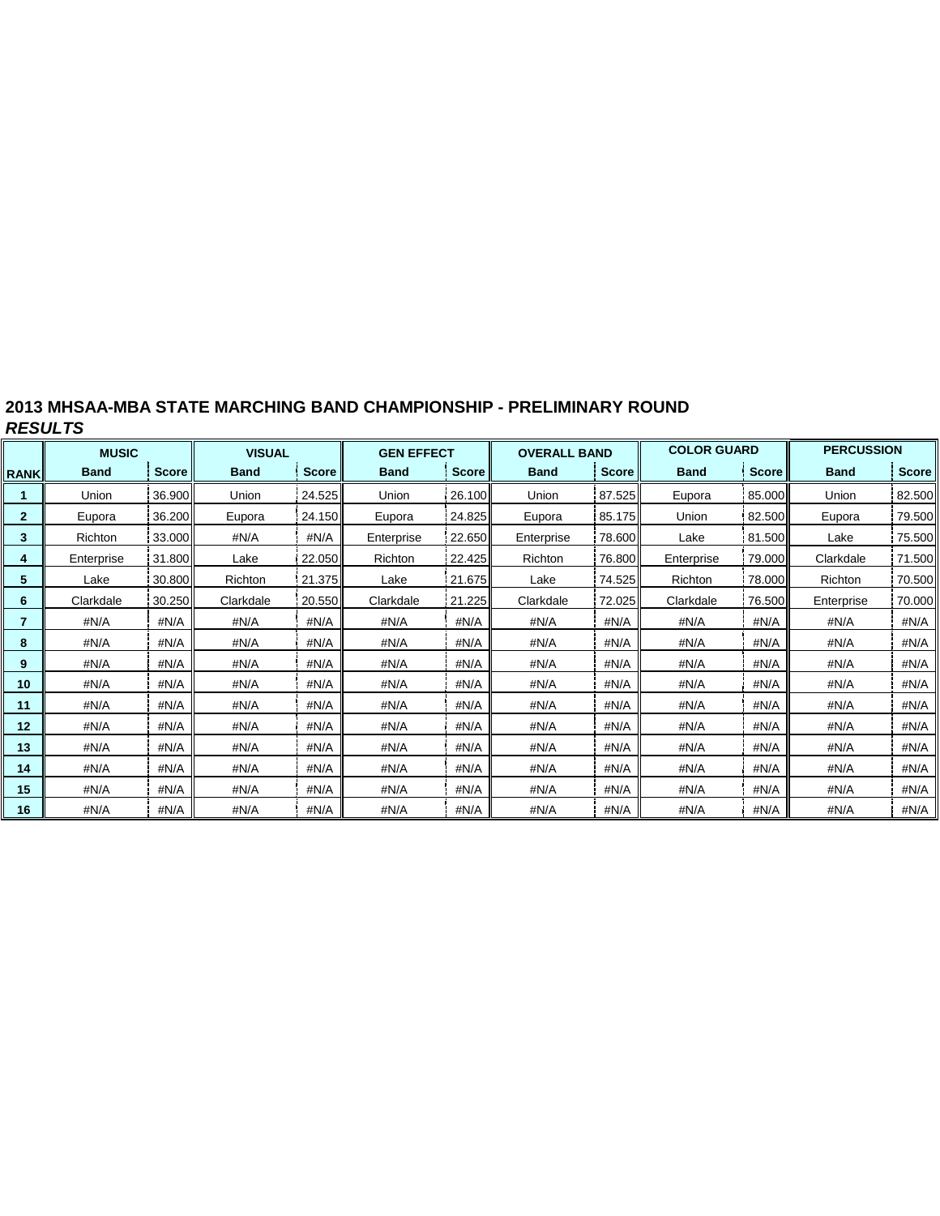## 2013 MHSAA-MBA STATE MARCHING BAND CHAMPIONSHIP - PRELIMINARY ROUND

***RESULTS***

| | MUSIC | | VISUAL | | GEN EFFECT | | OVERALL BAND | | COLOR GUARD | | PERCUSSION | |
|---|---|---|---|---|---|---|---|---|---|---|---|---|
| **RANK** | **Band** | **Score** | **Band** | **Score** | **Band** | **Score** | **Band** | **Score** | **Band** | **Score** | **Band** | **Score** |
| **1** | Union | 36.900 | Union | 24.525 | Union | 26.100 | Union | 87.525 | Eupora | 85.000 | Union | 82.500 |
| **2** | Eupora | 36.200 | Eupora | 24.150 | Eupora | 24.825 | Eupora | 85.175 | Union | 82.500 | Eupora | 79.500 |
| **3** | Richton | 33.000 | #N/A | #N/A | Enterprise | 22.650 | Enterprise | 78.600 | Lake | 81.500 | Lake | 75.500 |
| **4** | Enterprise | 31.800 | Lake | 22.050 | Richton | 22.425 | Richton | 76.800 | Enterprise | 79.000 | Clarkdale | 71.500 |
| **5** | Lake | 30.800 | Richton | 21.375 | Lake | 21.675 | Lake | 74.525 | Richton | 78.000 | Richton | 70.500 |
| **6** | Clarkdale | 30.250 | Clarkdale | 20.550 | Clarkdale | 21.225 | Clarkdale | 72.025 | Clarkdale | 76.500 | Enterprise | 70.000 |
| **7** | #N/A | #N/A | #N/A | #N/A | #N/A | #N/A | #N/A | #N/A | #N/A | #N/A | #N/A | #N/A |
| **8** | #N/A | #N/A | #N/A | #N/A | #N/A | #N/A | #N/A | #N/A | #N/A | #N/A | #N/A | #N/A |
| **9** | #N/A | #N/A | #N/A | #N/A | #N/A | #N/A | #N/A | #N/A | #N/A | #N/A | #N/A | #N/A |
| **10** | #N/A | #N/A | #N/A | #N/A | #N/A | #N/A | #N/A | #N/A | #N/A | #N/A | #N/A | #N/A |
| **11** | #N/A | #N/A | #N/A | #N/A | #N/A | #N/A | #N/A | #N/A | #N/A | #N/A | #N/A | #N/A |
| **12** | #N/A | #N/A | #N/A | #N/A | #N/A | #N/A | #N/A | #N/A | #N/A | #N/A | #N/A | #N/A |
| **13** | #N/A | #N/A | #N/A | #N/A | #N/A | #N/A | #N/A | #N/A | #N/A | #N/A | #N/A | #N/A |
| **14** | #N/A | #N/A | #N/A | #N/A | #N/A | #N/A | #N/A | #N/A | #N/A | #N/A | #N/A | #N/A |
| **15** | #N/A | #N/A | #N/A | #N/A | #N/A | #N/A | #N/A | #N/A | #N/A | #N/A | #N/A | #N/A |
| **16** | #N/A | #N/A | #N/A | #N/A | #N/A | #N/A | #N/A | #N/A | #N/A | #N/A | #N/A | #N/A |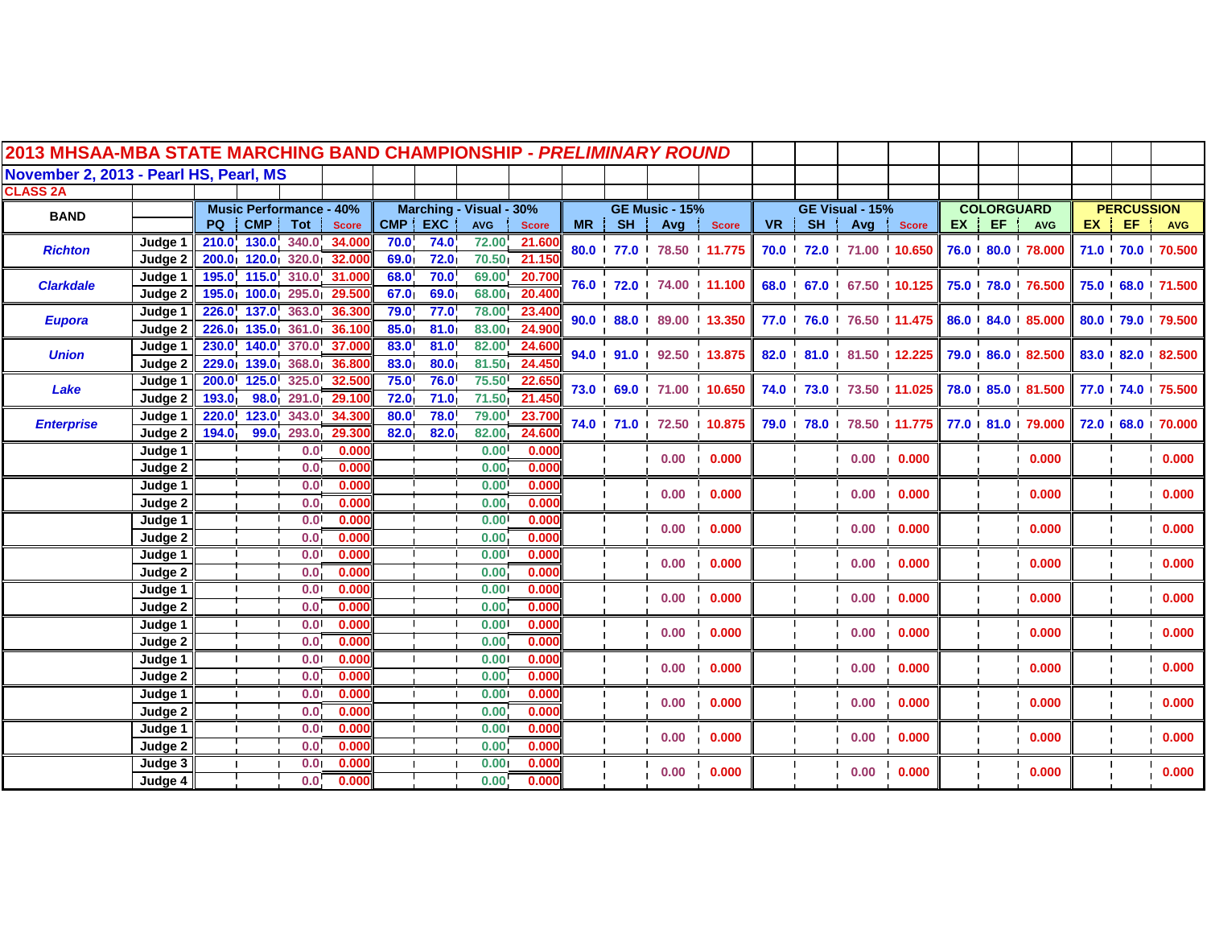# 2013 MHSAA-MBA STATE MARCHING BAND CHAMPIONSHIP - *PRELIMINARY ROUND*

**November 2, 2013 - Pearl HS, Pearl, MS**

**CLASS 2A**

| BAND | | Music Performance - 40% | | | | Marching - Visual - 30% | | | | GE Music - 15% | | | | GE Visual - 15% | | | | COLORGUARD | | | PERCUSSION | | |
|---|---|---|---|---|---|---|---|---|---|---|---|---|---|---|---|---|---|---|---|---|---|---|---|
| | | PQ | CMP | Tot | Score | CMP | EXC | AVG | Score | MR | SH | Avg | Score | VR | SH | Avg | Score | EX | EF | AVG | EX | EF | AVG |
| *Richton* | Judge 1 | 210.0 | 130.0 | 340.0 | 34.000 | 70.0 | 74.0 | 72.00 | 21.600 | 80.0 | 77.0 | 78.50 | 11.775 | 70.0 | 72.0 | 71.00 | 10.650 | 76.0 | 80.0 | 78.000 | 71.0 | 70.0 | 70.500 |
| | Judge 2 | 200.0 | 120.0 | 320.0 | 32.000 | 69.0 | 72.0 | 70.50 | 21.150 | | | | | | | | | | | | | | |
| *Clarkdale* | Judge 1 | 195.0 | 115.0 | 310.0 | 31.000 | 68.0 | 70.0 | 69.00 | 20.700 | 76.0 | 72.0 | 74.00 | 11.100 | 68.0 | 67.0 | 67.50 | 10.125 | 75.0 | 78.0 | 76.500 | 75.0 | 68.0 | 71.500 |
| | Judge 2 | 195.0 | 100.0 | 295.0 | 29.500 | 67.0 | 69.0 | 68.00 | 20.400 | | | | | | | | | | | | | | |
| *Eupora* | Judge 1 | 226.0 | 137.0 | 363.0 | 36.300 | 79.0 | 77.0 | 78.00 | 23.400 | 90.0 | 88.0 | 89.00 | 13.350 | 77.0 | 76.0 | 76.50 | 11.475 | 86.0 | 84.0 | 85.000 | 80.0 | 79.0 | 79.500 |
| | Judge 2 | 226.0 | 135.0 | 361.0 | 36.100 | 85.0 | 81.0 | 83.00 | 24.900 | | | | | | | | | | | | | | |
| *Union* | Judge 1 | 230.0 | 140.0 | 370.0 | 37.000 | 83.0 | 81.0 | 82.00 | 24.600 | 94.0 | 91.0 | 92.50 | 13.875 | 82.0 | 81.0 | 81.50 | 12.225 | 79.0 | 86.0 | 82.500 | 83.0 | 82.0 | 82.500 |
| | Judge 2 | 229.0 | 139.0 | 368.0 | 36.800 | 83.0 | 80.0 | 81.50 | 24.450 | | | | | | | | | | | | | | |
| *Lake* | Judge 1 | 200.0 | 125.0 | 325.0 | 32.500 | 75.0 | 76.0 | 75.50 | 22.650 | 73.0 | 69.0 | 71.00 | 10.650 | 74.0 | 73.0 | 73.50 | 11.025 | 78.0 | 85.0 | 81.500 | 77.0 | 74.0 | 75.500 |
| | Judge 2 | 193.0 | 98.0 | 291.0 | 29.100 | 72.0 | 71.0 | 71.50 | 21.450 | | | | | | | | | | | | | | |
| *Enterprise* | Judge 1 | 220.0 | 123.0 | 343.0 | 34.300 | 80.0 | 78.0 | 79.00 | 23.700 | 74.0 | 71.0 | 72.50 | 10.875 | 79.0 | 78.0 | 78.50 | 11.775 | 77.0 | 81.0 | 79.000 | 72.0 | 68.0 | 70.000 |
| | Judge 2 | 194.0 | 99.0 | 293.0 | 29.300 | 82.0 | 82.0 | 82.00 | 24.600 | | | | | | | | | | | | | | |
| | Judge 1 | | | 0.0 | 0.000 | | | 0.00 | 0.000 | | | 0.00 | 0.000 | | | 0.00 | 0.000 | | | 0.000 | | | 0.000 |
| | Judge 2 | | | 0.0 | 0.000 | | | 0.00 | 0.000 | | | | | | | | | | | | | | |
| | Judge 1 | | | 0.0 | 0.000 | | | 0.00 | 0.000 | | | 0.00 | 0.000 | | | 0.00 | 0.000 | | | 0.000 | | | 0.000 |
| | Judge 2 | | | 0.0 | 0.000 | | | 0.00 | 0.000 | | | | | | | | | | | | | | |
| | Judge 1 | | | 0.0 | 0.000 | | | 0.00 | 0.000 | | | 0.00 | 0.000 | | | 0.00 | 0.000 | | | 0.000 | | | 0.000 |
| | Judge 2 | | | 0.0 | 0.000 | | | 0.00 | 0.000 | | | | | | | | | | | | | | |
| | Judge 1 | | | 0.0 | 0.000 | | | 0.00 | 0.000 | | | 0.00 | 0.000 | | | 0.00 | 0.000 | | | 0.000 | | | 0.000 |
| | Judge 2 | | | 0.0 | 0.000 | | | 0.00 | 0.000 | | | | | | | | | | | | | | |
| | Judge 1 | | | 0.0 | 0.000 | | | 0.00 | 0.000 | | | 0.00 | 0.000 | | | 0.00 | 0.000 | | | 0.000 | | | 0.000 |
| | Judge 2 | | | 0.0 | 0.000 | | | 0.00 | 0.000 | | | | | | | | | | | | | | |
| | Judge 1 | | | 0.0 | 0.000 | | | 0.00 | 0.000 | | | 0.00 | 0.000 | | | 0.00 | 0.000 | | | 0.000 | | | 0.000 |
| | Judge 2 | | | 0.0 | 0.000 | | | 0.00 | 0.000 | | | | | | | | | | | | | | |
| | Judge 1 | | | 0.0 | 0.000 | | | 0.00 | 0.000 | | | 0.00 | 0.000 | | | 0.00 | 0.000 | | | 0.000 | | | 0.000 |
| | Judge 2 | | | 0.0 | 0.000 | | | 0.00 | 0.000 | | | | | | | | | | | | | | |
| | Judge 1 | | | 0.0 | 0.000 | | | 0.00 | 0.000 | | | 0.00 | 0.000 | | | 0.00 | 0.000 | | | 0.000 | | | 0.000 |
| | Judge 2 | | | 0.0 | 0.000 | | | 0.00 | 0.000 | | | | | | | | | | | | | | |
| | Judge 1 | | | 0.0 | 0.000 | | | 0.00 | 0.000 | | | 0.00 | 0.000 | | | 0.00 | 0.000 | | | 0.000 | | | 0.000 |
| | Judge 2 | | | 0.0 | 0.000 | | | 0.00 | 0.000 | | | | | | | | | | | | | | |
| | Judge 3 | | | 0.0 | 0.000 | | | 0.00 | 0.000 | | | 0.00 | 0.000 | | | 0.00 | 0.000 | | | 0.000 | | | 0.000 |
| | Judge 4 | | | 0.0 | 0.000 | | | 0.00 | 0.000 | | | | | | | | | | | | | | |